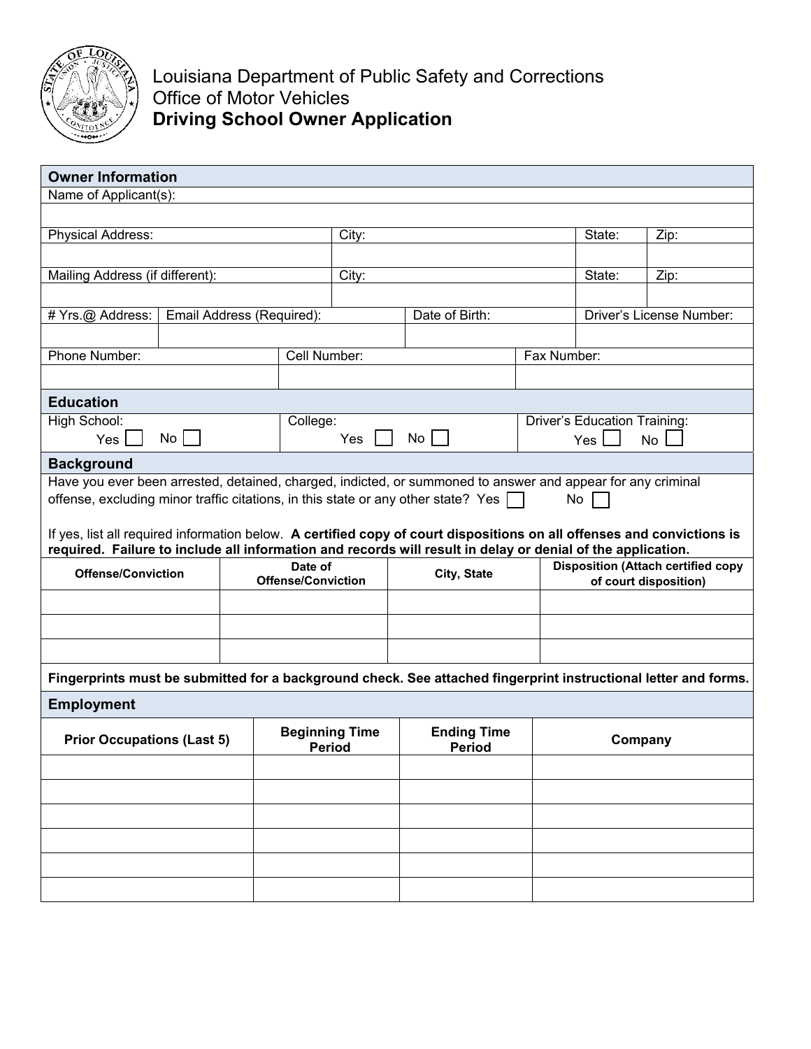# Louisiana Department of Public Safety and Corrections
## Office of Motor Vehicles
## **Driving School Owner Application**

### Owner Information

| Name of Applicant(s): | | | |
|---|---|---|---|
| | | | |
| **Physical Address:** | **City:** | **State:** | **Zip:** |
| | | | |
| **Mailing Address (if different):** | **City:** | **State:** | **Zip:** |
| | | | |

| # Yrs.@ Address: | Email Address (Required): | Date of Birth: | Driver's License Number: |
|---|---|---|---|
| | | | |

| Phone Number: | Cell Number: | Fax Number: |
|---|---|---|
| | | |

### Education

| High School: | College: | Driver's Education Training: |
|---|---|---|
| Yes ☐ No ☐ | Yes ☐ No ☐ | Yes ☐ No ☐ |

### Background

Have you ever been arrested, detained, charged, indicted, or summoned to answer and appear for any criminal offense, excluding minor traffic citations, in this state or any other state? Yes ☐ No ☐

If yes, list all required information below. **A certified copy of court dispositions on all offenses and convictions is required. Failure to include all information and records will result in delay or denial of the application.**

| Offense/Conviction | Date of Offense/Conviction | City, State | Disposition (Attach certified copy of court disposition) |
|---|---|---|---|
| | | | |
| | | | |
| | | | |

**Fingerprints must be submitted for a background check. See attached fingerprint instructional letter and forms.**

### Employment

| Prior Occupations (Last 5) | Beginning Time Period | Ending Time Period | Company |
|---|---|---|---|
| | | | |
| | | | |
| | | | |
| | | | |
| | | | |
| | | | |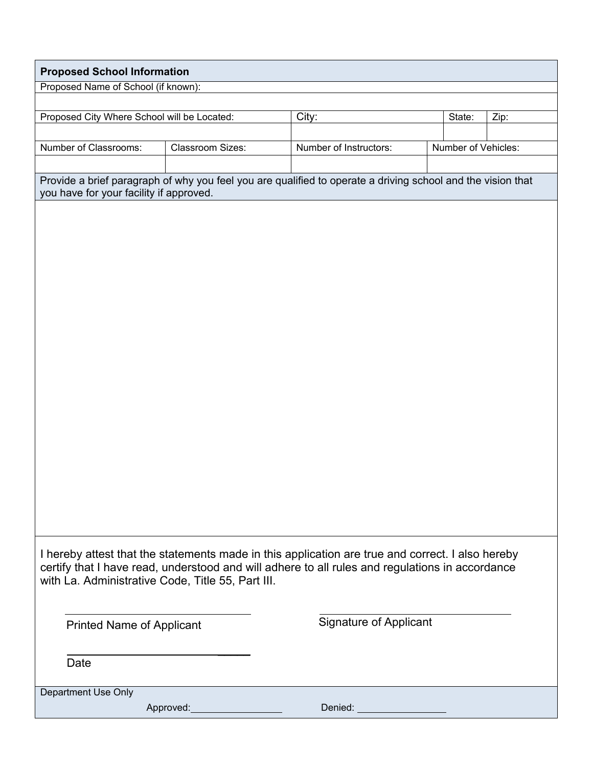## Proposed School Information

| Proposed Name of School (if known): | | | | |
|---|---|---|---|---|
| | | | | |

| Proposed City Where School will be Located: | City: | State: | Zip: |
|---|---|---|---|
| | | | |

| Number of Classrooms: | Classroom Sizes: | Number of Instructors: | Number of Vehicles: |
|---|---|---|---|
| | | | |

Provide a brief paragraph of why you feel you are qualified to operate a driving school and the vision that you have for your facility if approved.

I hereby attest that the statements made in this application are true and correct. I also hereby certify that I have read, understood and will adhere to all rules and regulations in accordance with La. Administrative Code, Title 55, Part III.

Printed Name of Applicant

Signature of Applicant

Date

Department Use Only

Approved:_________________ Denied: _________________